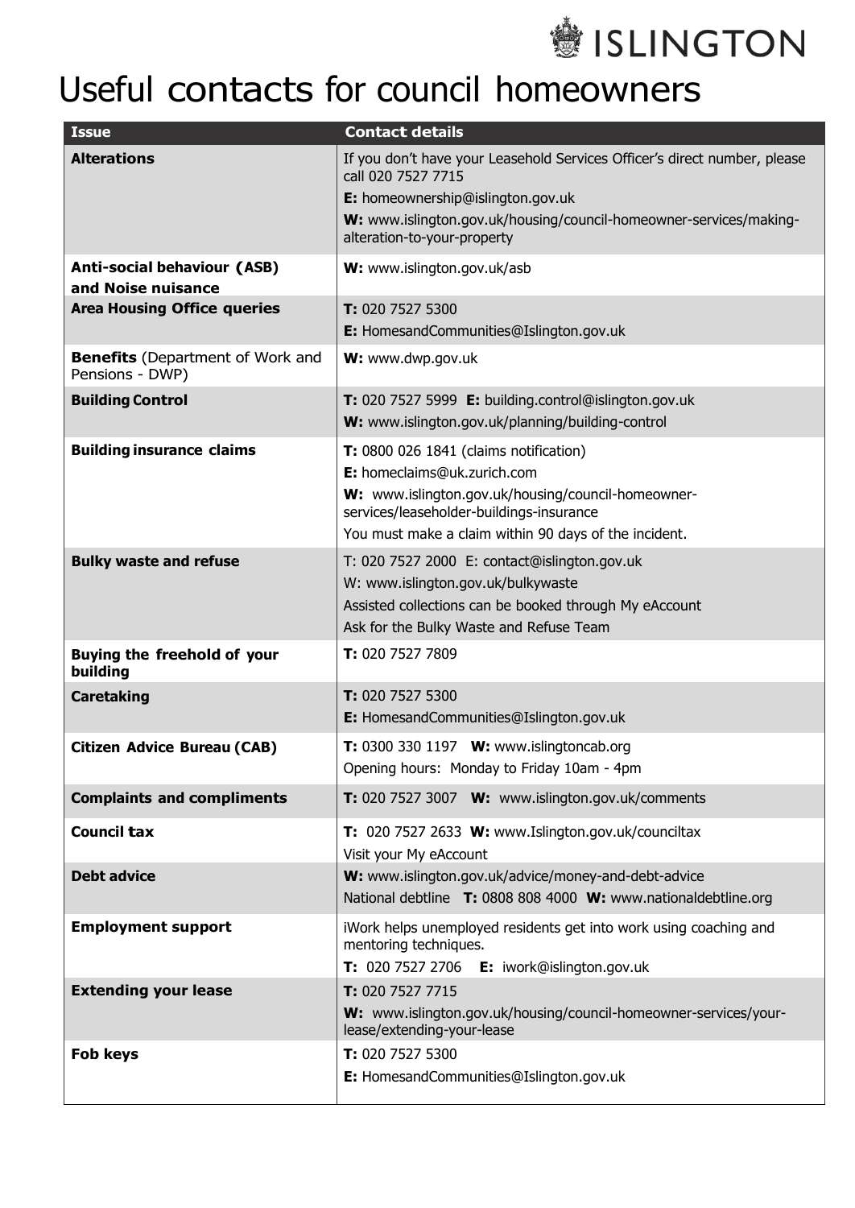ISLINGTON

# Useful contacts for council homeowners

| Issue | Contact details |
|---|---|
| **Alterations** | If you don't have your Leasehold Services Officer's direct number, please call 020 7527 7715<br>**E:** homeownership@islington.gov.uk<br>**W:** www.islington.gov.uk/housing/council-homeowner-services/making-alteration-to-your-property |
| **Anti-social behaviour (ASB) and Noise nuisance** | **W:** www.islington.gov.uk/asb |
| **Area Housing Office queries** | **T:** 020 7527 5300<br>**E:** HomesandCommunities@Islington.gov.uk |
| **Benefits** (Department of Work and Pensions - DWP) | **W:** www.dwp.gov.uk |
| **Building Control** | **T:** 020 7527 5999 **E:** building.control@islington.gov.uk<br>**W:** www.islington.gov.uk/planning/building-control |
| **Building insurance claims** | **T:** 0800 026 1841 (claims notification)<br>**E:** homeclaims@uk.zurich.com<br>**W:** www.islington.gov.uk/housing/council-homeowner-services/leaseholder-buildings-insurance<br>You must make a claim within 90 days of the incident. |
| **Bulky waste and refuse** | T: 020 7527 2000 E: contact@islington.gov.uk<br>W: www.islington.gov.uk/bulkywaste<br>Assisted collections can be booked through My eAccount<br>Ask for the Bulky Waste and Refuse Team |
| **Buying the freehold of your building** | **T:** 020 7527 7809 |
| **Caretaking** | **T:** 020 7527 5300<br>**E:** HomesandCommunities@Islington.gov.uk |
| **Citizen Advice Bureau (CAB)** | **T:** 0300 330 1197 **W:** www.islingtoncab.org<br>Opening hours: Monday to Friday 10am - 4pm |
| **Complaints and compliments** | **T:** 020 7527 3007 **W:** www.islington.gov.uk/comments |
| **Council tax** | **T:** 020 7527 2633 **W:** www.Islington.gov.uk/counciltax<br>Visit your My eAccount |
| **Debt advice** | **W:** www.islington.gov.uk/advice/money-and-debt-advice<br>National debtline **T:** 0808 808 4000 **W:** www.nationaldebtline.org |
| **Employment support** | iWork helps unemployed residents get into work using coaching and mentoring techniques.<br>**T:** 020 7527 2706 **E:** iwork@islington.gov.uk |
| **Extending your lease** | **T:** 020 7527 7715<br>**W:** www.islington.gov.uk/housing/council-homeowner-services/your-lease/extending-your-lease |
| **Fob keys** | **T:** 020 7527 5300<br>**E:** HomesandCommunities@Islington.gov.uk |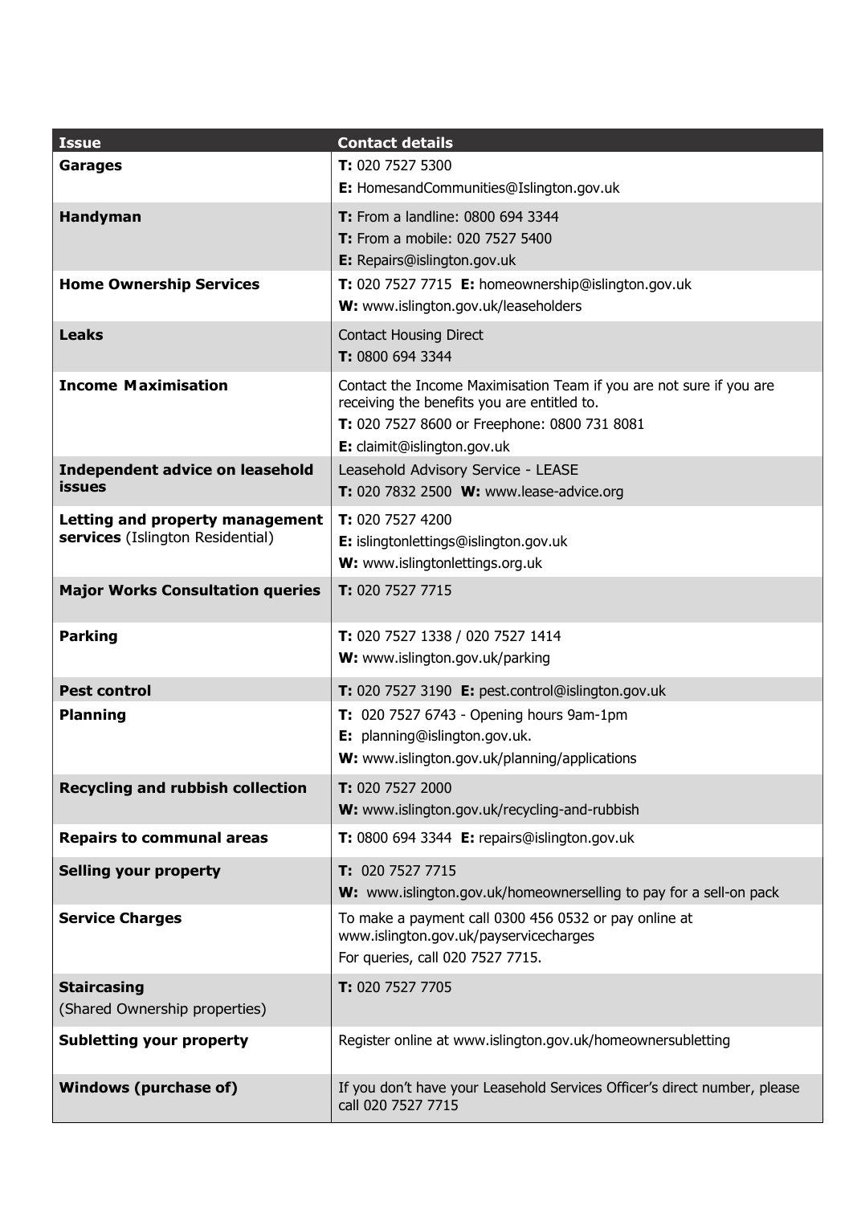| Issue | Contact details |
|---|---|
| **Garages** | **T:** 020 7527 5300<br>**E:** HomesandCommunities@Islington.gov.uk |
| **Handyman** | **T:** From a landline: 0800 694 3344<br>**T:** From a mobile: 020 7527 5400<br>**E:** Repairs@islington.gov.uk |
| **Home Ownership Services** | **T:** 020 7527 7715 **E:** homeownership@islington.gov.uk<br>**W:** www.islington.gov.uk/leaseholders |
| **Leaks** | Contact Housing Direct<br>**T:** 0800 694 3344 |
| **Income Maximisation** | Contact the Income Maximisation Team if you are not sure if you are receiving the benefits you are entitled to.<br>**T:** 020 7527 8600 or Freephone: 0800 731 8081<br>**E:** claimit@islington.gov.uk |
| **Independent advice on leasehold issues** | Leasehold Advisory Service - LEASE<br>**T:** 020 7832 2500 **W:** www.lease-advice.org |
| **Letting and property management services** (Islington Residential) | **T:** 020 7527 4200<br>**E:** islingtonlettings@islington.gov.uk<br>**W:** www.islingtonlettings.org.uk |
| **Major Works Consultation queries** | **T:** 020 7527 7715 |
| **Parking** | **T:** 020 7527 1338 / 020 7527 1414<br>**W:** www.islington.gov.uk/parking |
| **Pest control** | **T:** 020 7527 3190 **E:** pest.control@islington.gov.uk |
| **Planning** | **T:** 020 7527 6743 - Opening hours 9am-1pm<br>**E:** planning@islington.gov.uk.<br>**W:** www.islington.gov.uk/planning/applications |
| **Recycling and rubbish collection** | **T:** 020 7527 2000<br>**W:** www.islington.gov.uk/recycling-and-rubbish |
| **Repairs to communal areas** | **T:** 0800 694 3344 **E:** repairs@islington.gov.uk |
| **Selling your property** | **T:** 020 7527 7715<br>**W:** www.islington.gov.uk/homeownerselling to pay for a sell-on pack |
| **Service Charges** | To make a payment call 0300 456 0532 or pay online at www.islington.gov.uk/payservicecharges<br>For queries, call 020 7527 7715. |
| **Staircasing** (Shared Ownership properties) | **T:** 020 7527 7705 |
| **Subletting your property** | Register online at www.islington.gov.uk/homeownersubletting |
| **Windows (purchase of)** | If you don't have your Leasehold Services Officer's direct number, please call 020 7527 7715 |